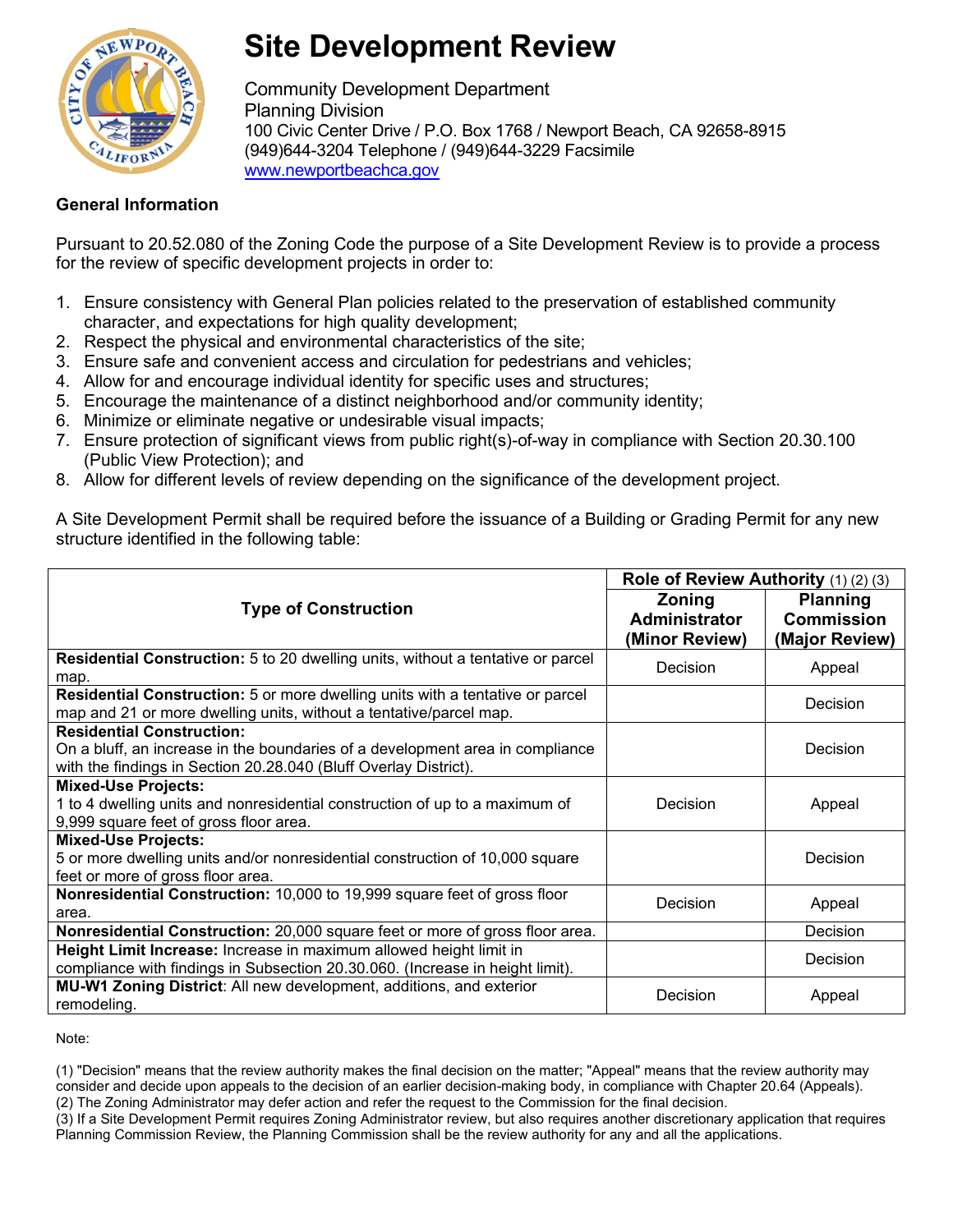# Site Development Review

Community Development Department
Planning Division
100 Civic Center Drive / P.O. Box 1768 / Newport Beach, CA 92658-8915
(949)644-3204 Telephone / (949)644-3229 Facsimile
www.newportbeachca.gov

**General Information**

Pursuant to 20.52.080 of the Zoning Code the purpose of a Site Development Review is to provide a process for the review of specific development projects in order to:

1. Ensure consistency with General Plan policies related to the preservation of established community character, and expectations for high quality development;
2. Respect the physical and environmental characteristics of the site;
3. Ensure safe and convenient access and circulation for pedestrians and vehicles;
4. Allow for and encourage individual identity for specific uses and structures;
5. Encourage the maintenance of a distinct neighborhood and/or community identity;
6. Minimize or eliminate negative or undesirable visual impacts;
7. Ensure protection of significant views from public right(s)-of-way in compliance with Section 20.30.100 (Public View Protection); and
8. Allow for different levels of review depending on the significance of the development project.

A Site Development Permit shall be required before the issuance of a Building or Grading Permit for any new structure identified in the following table:

| Type of Construction | Role of Review Authority (1) (2) (3) | |
|---|---|---|
| | **Zoning Administrator (Minor Review)** | **Planning Commission (Major Review)** |
| **Residential Construction:** 5 to 20 dwelling units, without a tentative or parcel map. | Decision | Appeal |
| **Residential Construction:** 5 or more dwelling units with a tentative or parcel map and 21 or more dwelling units, without a tentative/parcel map. | | Decision |
| **Residential Construction:** On a bluff, an increase in the boundaries of a development area in compliance with the findings in Section 20.28.040 (Bluff Overlay District). | | Decision |
| **Mixed-Use Projects:** 1 to 4 dwelling units and nonresidential construction of up to a maximum of 9,999 square feet of gross floor area. | Decision | Appeal |
| **Mixed-Use Projects:** 5 or more dwelling units and/or nonresidential construction of 10,000 square feet or more of gross floor area. | | Decision |
| **Nonresidential Construction:** 10,000 to 19,999 square feet of gross floor area. | Decision | Appeal |
| **Nonresidential Construction:** 20,000 square feet or more of gross floor area. | | Decision |
| **Height Limit Increase:** Increase in maximum allowed height limit in compliance with findings in Subsection 20.30.060. (Increase in height limit). | | Decision |
| **MU-W1 Zoning District**: All new development, additions, and exterior remodeling. | Decision | Appeal |

Note:

(1) "Decision" means that the review authority makes the final decision on the matter; "Appeal" means that the review authority may consider and decide upon appeals to the decision of an earlier decision-making body, in compliance with Chapter 20.64 (Appeals).
(2) The Zoning Administrator may defer action and refer the request to the Commission for the final decision.
(3) If a Site Development Permit requires Zoning Administrator review, but also requires another discretionary application that requires Planning Commission Review, the Planning Commission shall be the review authority for any and all the applications.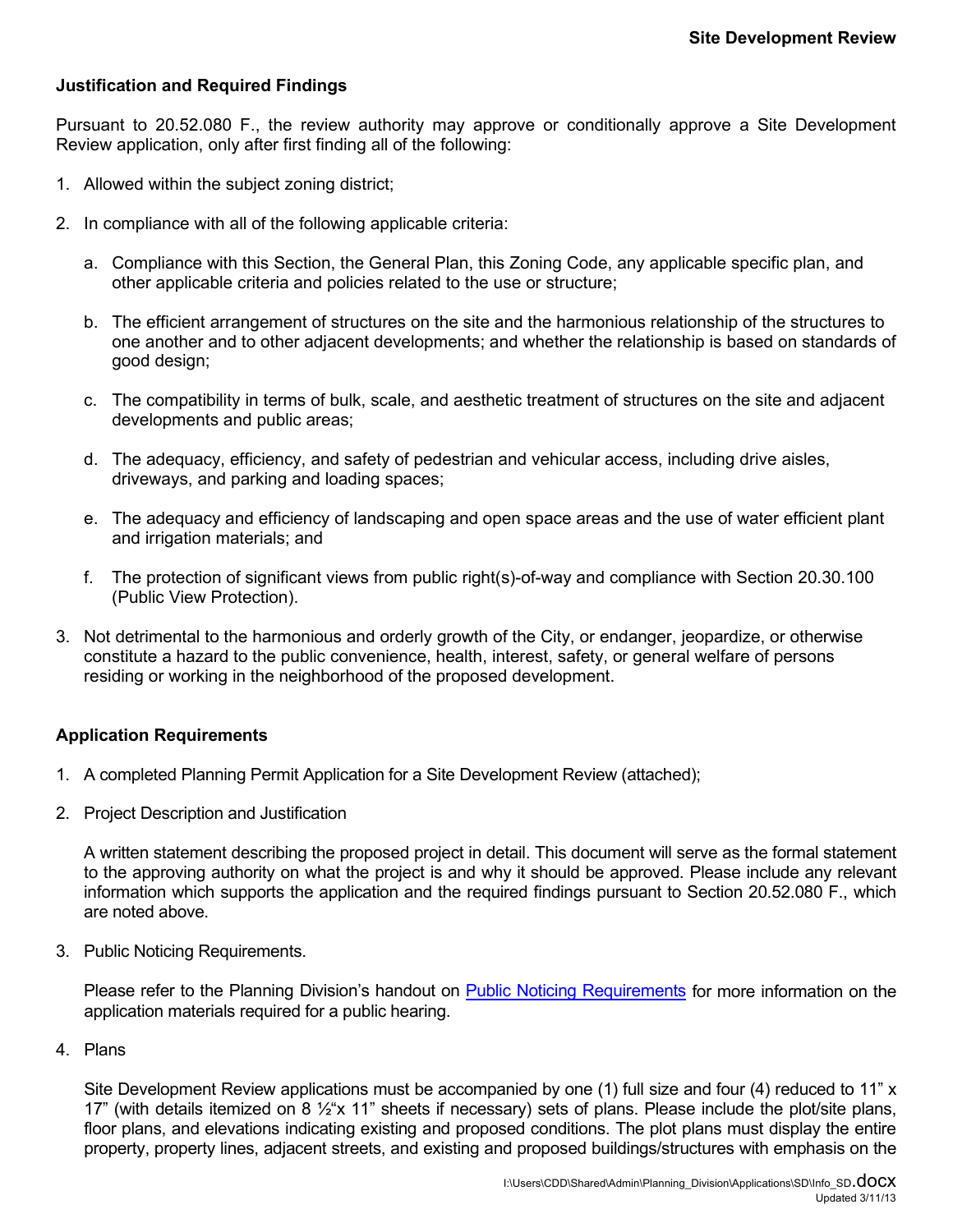## Justification and Required Findings

Pursuant to 20.52.080 F., the review authority may approve or conditionally approve a Site Development Review application, only after first finding all of the following:

1. Allowed within the subject zoning district;

2. In compliance with all of the following applicable criteria:

   a. Compliance with this Section, the General Plan, this Zoning Code, any applicable specific plan, and other applicable criteria and policies related to the use or structure;

   b. The efficient arrangement of structures on the site and the harmonious relationship of the structures to one another and to other adjacent developments; and whether the relationship is based on standards of good design;

   c. The compatibility in terms of bulk, scale, and aesthetic treatment of structures on the site and adjacent developments and public areas;

   d. The adequacy, efficiency, and safety of pedestrian and vehicular access, including drive aisles, driveways, and parking and loading spaces;

   e. The adequacy and efficiency of landscaping and open space areas and the use of water efficient plant and irrigation materials; and

   f. The protection of significant views from public right(s)-of-way and compliance with Section 20.30.100 (Public View Protection).

3. Not detrimental to the harmonious and orderly growth of the City, or endanger, jeopardize, or otherwise constitute a hazard to the public convenience, health, interest, safety, or general welfare of persons residing or working in the neighborhood of the proposed development.

## Application Requirements

1. A completed Planning Permit Application for a Site Development Review (attached);

2. Project Description and Justification

   A written statement describing the proposed project in detail. This document will serve as the formal statement to the approving authority on what the project is and why it should be approved. Please include any relevant information which supports the application and the required findings pursuant to Section 20.52.080 F., which are noted above.

3. Public Noticing Requirements.

   Please refer to the Planning Division's handout on Public Noticing Requirements for more information on the application materials required for a public hearing.

4. Plans

   Site Development Review applications must be accompanied by one (1) full size and four (4) reduced to 11" x 17" (with details itemized on 8 ½"x 11" sheets if necessary) sets of plans. Please include the plot/site plans, floor plans, and elevations indicating existing and proposed conditions. The plot plans must display the entire property, property lines, adjacent streets, and existing and proposed buildings/structures with emphasis on the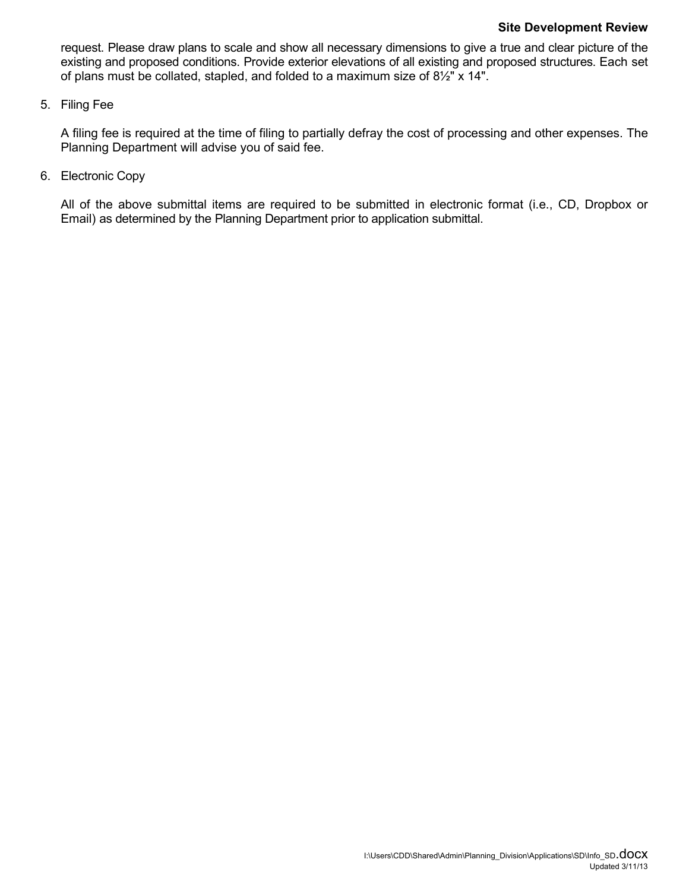request. Please draw plans to scale and show all necessary dimensions to give a true and clear picture of the existing and proposed conditions. Provide exterior elevations of all existing and proposed structures. Each set of plans must be collated, stapled, and folded to a maximum size of 8½" x 14".

5. Filing Fee

   A filing fee is required at the time of filing to partially defray the cost of processing and other expenses. The Planning Department will advise you of said fee.

6. Electronic Copy

   All of the above submittal items are required to be submitted in electronic format (i.e., CD, Dropbox or Email) as determined by the Planning Department prior to application submittal.